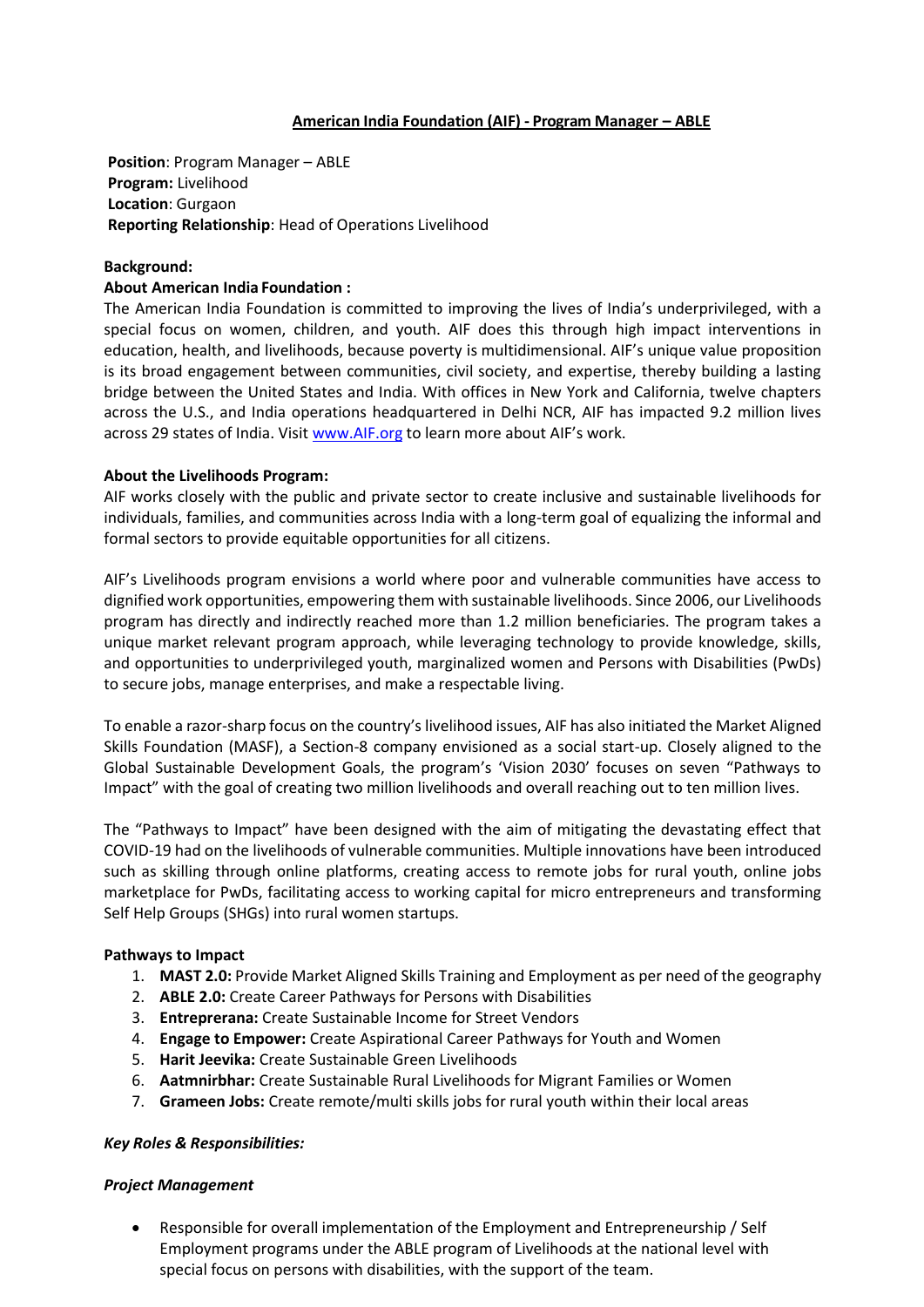**American India Foundation (AIF) - Program Manager – ABLE**

**Position**: Program Manager – ABLE
**Program:** Livelihood
**Location**: Gurgaon
**Reporting Relationship**: Head of Operations Livelihood

**Background:**

**About American India Foundation :**

The American India Foundation is committed to improving the lives of India's underprivileged, with a special focus on women, children, and youth. AIF does this through high impact interventions in education, health, and livelihoods, because poverty is multidimensional. AIF's unique value proposition is its broad engagement between communities, civil society, and expertise, thereby building a lasting bridge between the United States and India. With offices in New York and California, twelve chapters across the U.S., and India operations headquartered in Delhi NCR, AIF has impacted 9.2 million lives across 29 states of India. Visit www.AIF.org to learn more about AIF's work.

**About the Livelihoods Program:**

AIF works closely with the public and private sector to create inclusive and sustainable livelihoods for individuals, families, and communities across India with a long-term goal of equalizing the informal and formal sectors to provide equitable opportunities for all citizens.

AIF's Livelihoods program envisions a world where poor and vulnerable communities have access to dignified work opportunities, empowering them with sustainable livelihoods. Since 2006, our Livelihoods program has directly and indirectly reached more than 1.2 million beneficiaries. The program takes a unique market relevant program approach, while leveraging technology to provide knowledge, skills, and opportunities to underprivileged youth, marginalized women and Persons with Disabilities (PwDs) to secure jobs, manage enterprises, and make a respectable living.

To enable a razor-sharp focus on the country's livelihood issues, AIF has also initiated the Market Aligned Skills Foundation (MASF), a Section-8 company envisioned as a social start-up. Closely aligned to the Global Sustainable Development Goals, the program's 'Vision 2030' focuses on seven "Pathways to Impact" with the goal of creating two million livelihoods and overall reaching out to ten million lives.

The "Pathways to Impact" have been designed with the aim of mitigating the devastating effect that COVID-19 had on the livelihoods of vulnerable communities. Multiple innovations have been introduced such as skilling through online platforms, creating access to remote jobs for rural youth, online jobs marketplace for PwDs, facilitating access to working capital for micro entrepreneurs and transforming Self Help Groups (SHGs) into rural women startups.

**Pathways to Impact**

1. **MAST 2.0:** Provide Market Aligned Skills Training and Employment as per need of the geography
2. **ABLE 2.0:** Create Career Pathways for Persons with Disabilities
3. **Entreprerana:** Create Sustainable Income for Street Vendors
4. **Engage to Empower:** Create Aspirational Career Pathways for Youth and Women
5. **Harit Jeevika:** Create Sustainable Green Livelihoods
6. **Aatmnirbhar:** Create Sustainable Rural Livelihoods for Migrant Families or Women
7. **Grameen Jobs:** Create remote/multi skills jobs for rural youth within their local areas

***Key Roles & Responsibilities:***

***Project Management***

- Responsible for overall implementation of the Employment and Entrepreneurship / Self Employment programs under the ABLE program of Livelihoods at the national level with special focus on persons with disabilities, with the support of the team.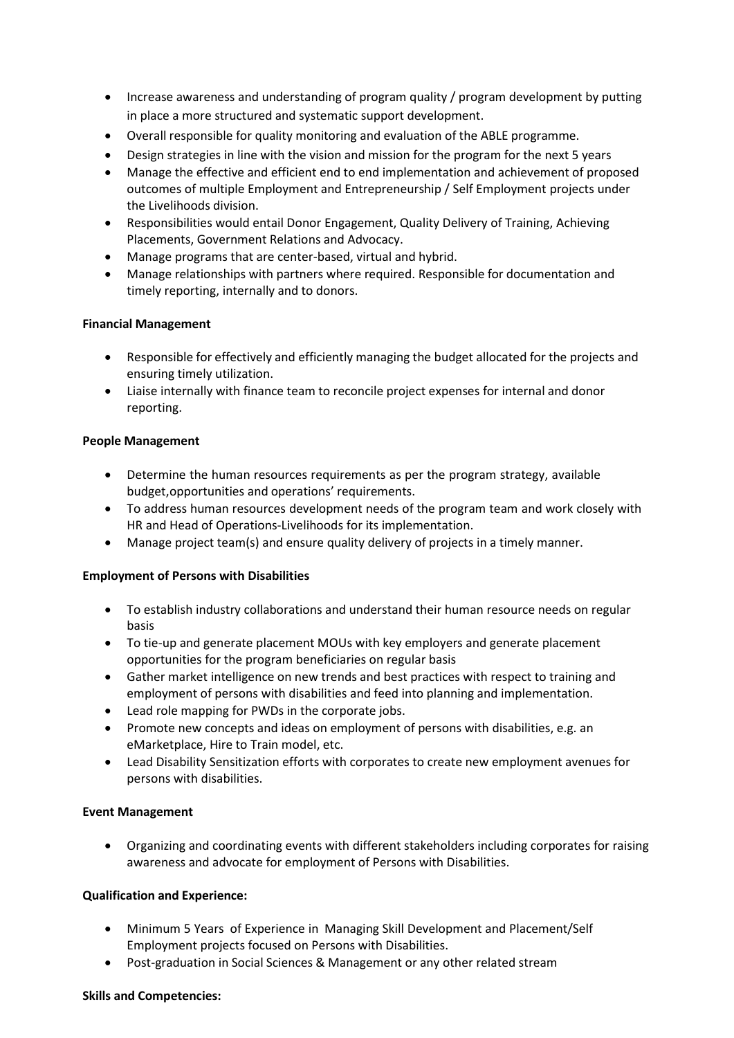- Increase awareness and understanding of program quality / program development by putting in place a more structured and systematic support development.
- Overall responsible for quality monitoring and evaluation of the ABLE programme.
- Design strategies in line with the vision and mission for the program for the next 5 years
- Manage the effective and efficient end to end implementation and achievement of proposed outcomes of multiple Employment and Entrepreneurship / Self Employment projects under the Livelihoods division.
- Responsibilities would entail Donor Engagement, Quality Delivery of Training, Achieving Placements, Government Relations and Advocacy.
- Manage programs that are center-based, virtual and hybrid.
- Manage relationships with partners where required. Responsible for documentation and timely reporting, internally and to donors.

**Financial Management**

- Responsible for effectively and efficiently managing the budget allocated for the projects and ensuring timely utilization.
- Liaise internally with finance team to reconcile project expenses for internal and donor reporting.

**People Management**

- Determine the human resources requirements as per the program strategy, available budget,opportunities and operations' requirements.
- To address human resources development needs of the program team and work closely with HR and Head of Operations-Livelihoods for its implementation.
- Manage project team(s) and ensure quality delivery of projects in a timely manner.

**Employment of Persons with Disabilities**

- To establish industry collaborations and understand their human resource needs on regular basis
- To tie-up and generate placement MOUs with key employers and generate placement opportunities for the program beneficiaries on regular basis
- Gather market intelligence on new trends and best practices with respect to training and employment of persons with disabilities and feed into planning and implementation.
- Lead role mapping for PWDs in the corporate jobs.
- Promote new concepts and ideas on employment of persons with disabilities, e.g. an eMarketplace, Hire to Train model, etc.
- Lead Disability Sensitization efforts with corporates to create new employment avenues for persons with disabilities.

**Event Management**

- Organizing and coordinating events with different stakeholders including corporates for raising awareness and advocate for employment of Persons with Disabilities.

**Qualification and Experience:**

- Minimum 5 Years of Experience in Managing Skill Development and Placement/Self Employment projects focused on Persons with Disabilities.
- Post-graduation in Social Sciences & Management or any other related stream

**Skills and Competencies:**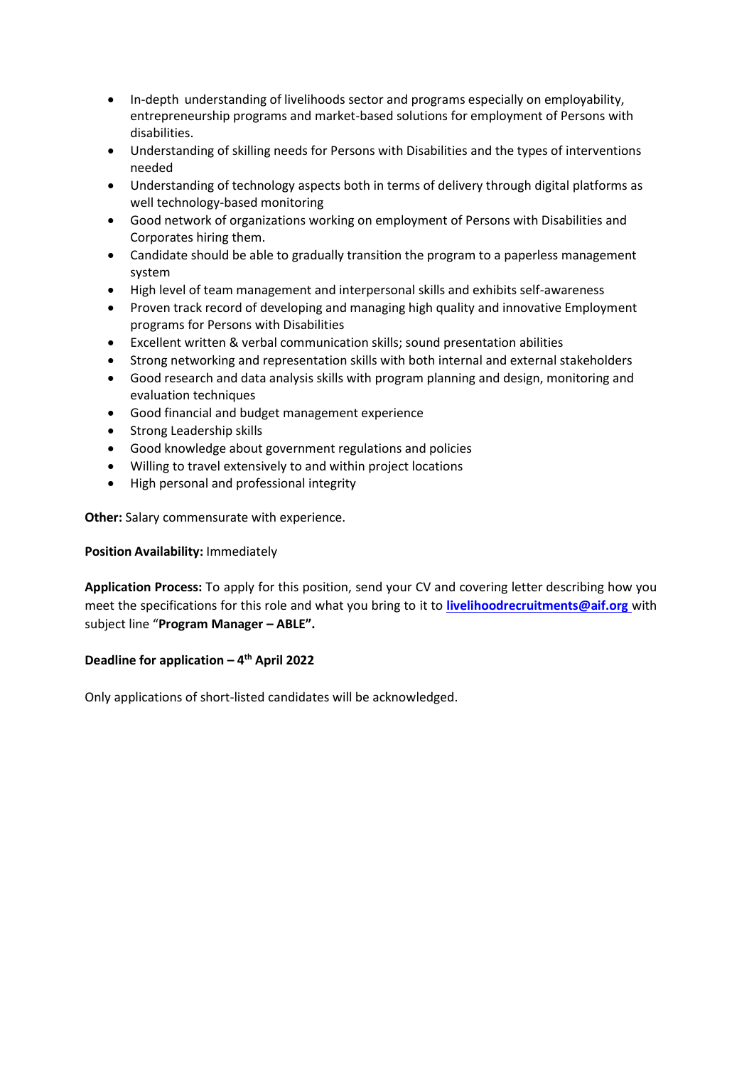- In-depth understanding of livelihoods sector and programs especially on employability, entrepreneurship programs and market-based solutions for employment of Persons with disabilities.
- Understanding of skilling needs for Persons with Disabilities and the types of interventions needed
- Understanding of technology aspects both in terms of delivery through digital platforms as well technology-based monitoring
- Good network of organizations working on employment of Persons with Disabilities and Corporates hiring them.
- Candidate should be able to gradually transition the program to a paperless management system
- High level of team management and interpersonal skills and exhibits self-awareness
- Proven track record of developing and managing high quality and innovative Employment programs for Persons with Disabilities
- Excellent written & verbal communication skills; sound presentation abilities
- Strong networking and representation skills with both internal and external stakeholders
- Good research and data analysis skills with program planning and design, monitoring and evaluation techniques
- Good financial and budget management experience
- Strong Leadership skills
- Good knowledge about government regulations and policies
- Willing to travel extensively to and within project locations
- High personal and professional integrity

**Other:** Salary commensurate with experience.

**Position Availability:** Immediately

**Application Process:** To apply for this position, send your CV and covering letter describing how you meet the specifications for this role and what you bring to it to **livelihoodrecruitments@aif.org** with subject line "**Program Manager – ABLE".**

**Deadline for application – 4th April 2022**

Only applications of short-listed candidates will be acknowledged.